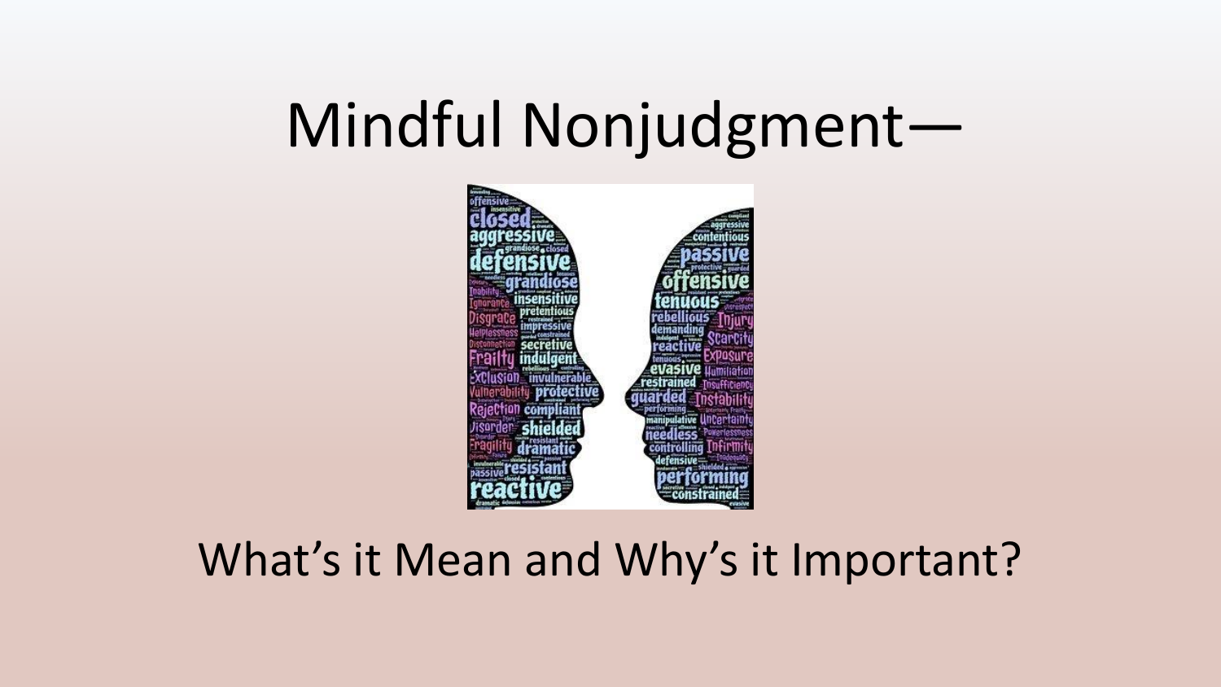# Mindful Nonjudgment—

What's it Mean and Why's it Important?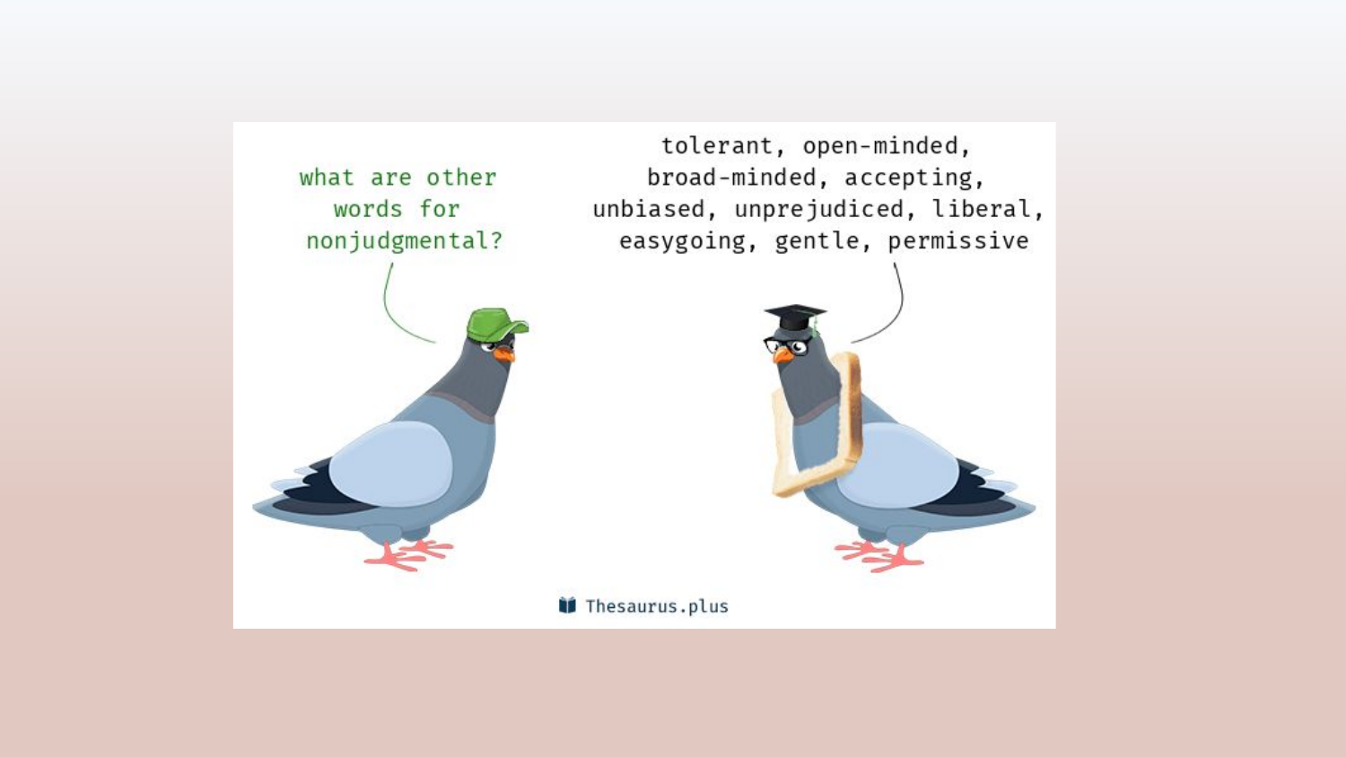what are other words for nonjudgmental?

tolerant, open-minded, broad-minded, accepting, unbiased, unprejudiced, liberal, easygoing, gentle, permissive

Thesaurus.plus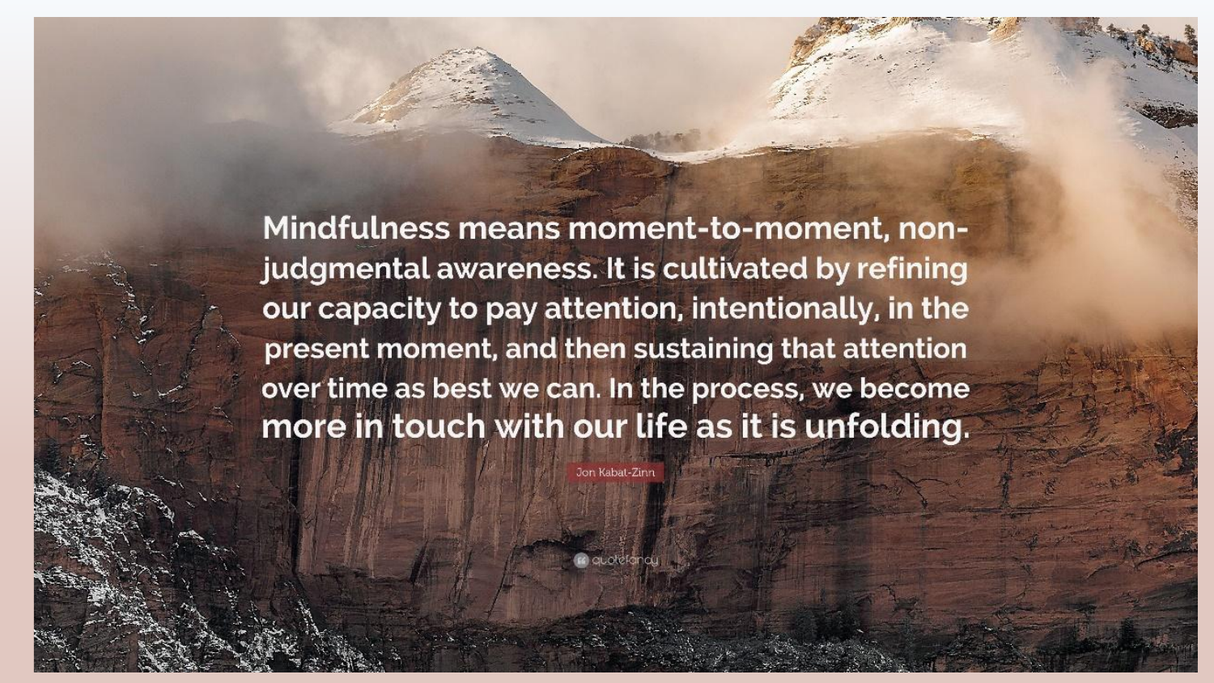Mindfulness means moment-to-moment, non-judgmental awareness. It is cultivated by refining our capacity to pay attention, intentionally, in the present moment, and then sustaining that attention over time as best we can. In the process, we become more in touch with our life as it is unfolding.

Jon Kabat-Zinn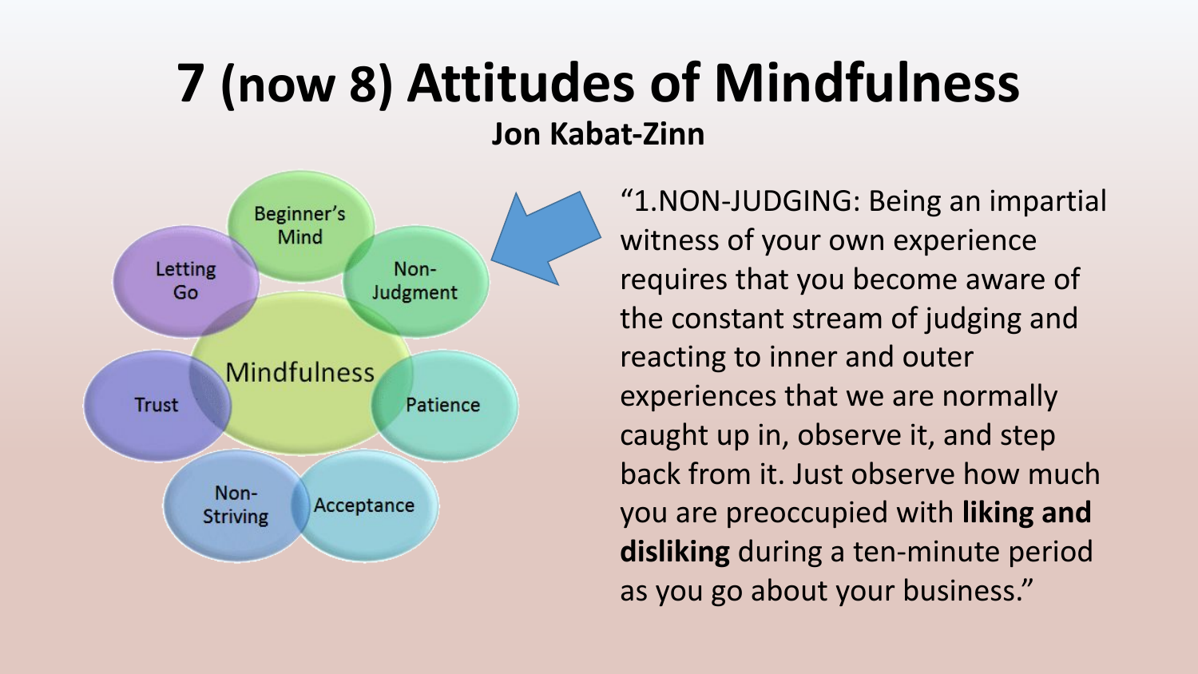# 7 (now 8) Attitudes of Mindfulness

**Jon Kabat-Zinn**

- Mindfulness
- Beginner's Mind
- Non-Judgment
- Patience
- Acceptance
- Non-Striving
- Trust
- Letting Go

"1.NON-JUDGING: Being an impartial witness of your own experience requires that you become aware of the constant stream of judging and reacting to inner and outer experiences that we are normally caught up in, observe it, and step back from it. Just observe how much you are preoccupied with **liking and disliking** during a ten-minute period as you go about your business."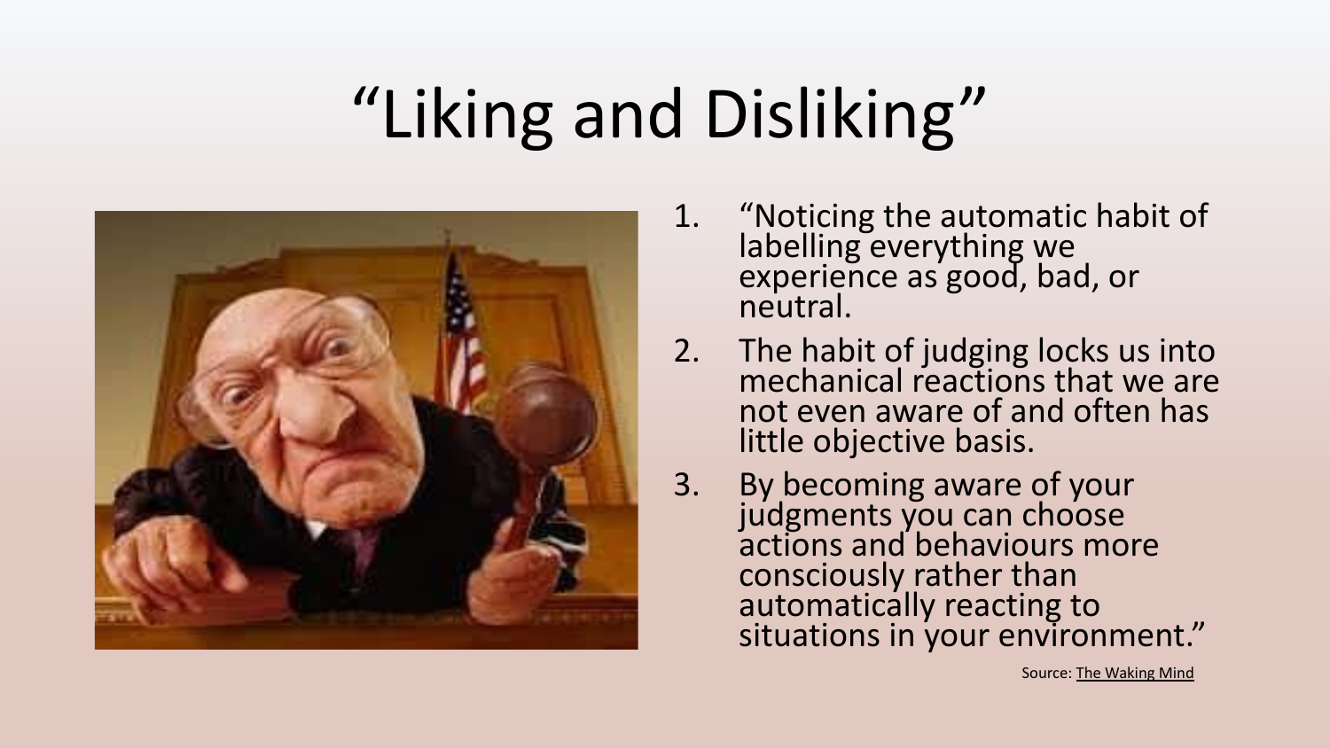# “Liking and Disliking”

1. “Noticing the automatic habit of labelling everything we experience as good, bad, or neutral.
2. The habit of judging locks us into mechanical reactions that we are not even aware of and often has little objective basis.
3. By becoming aware of your judgments you can choose actions and behaviours more consciously rather than automatically reacting to situations in your environment.”

Source: The Waking Mind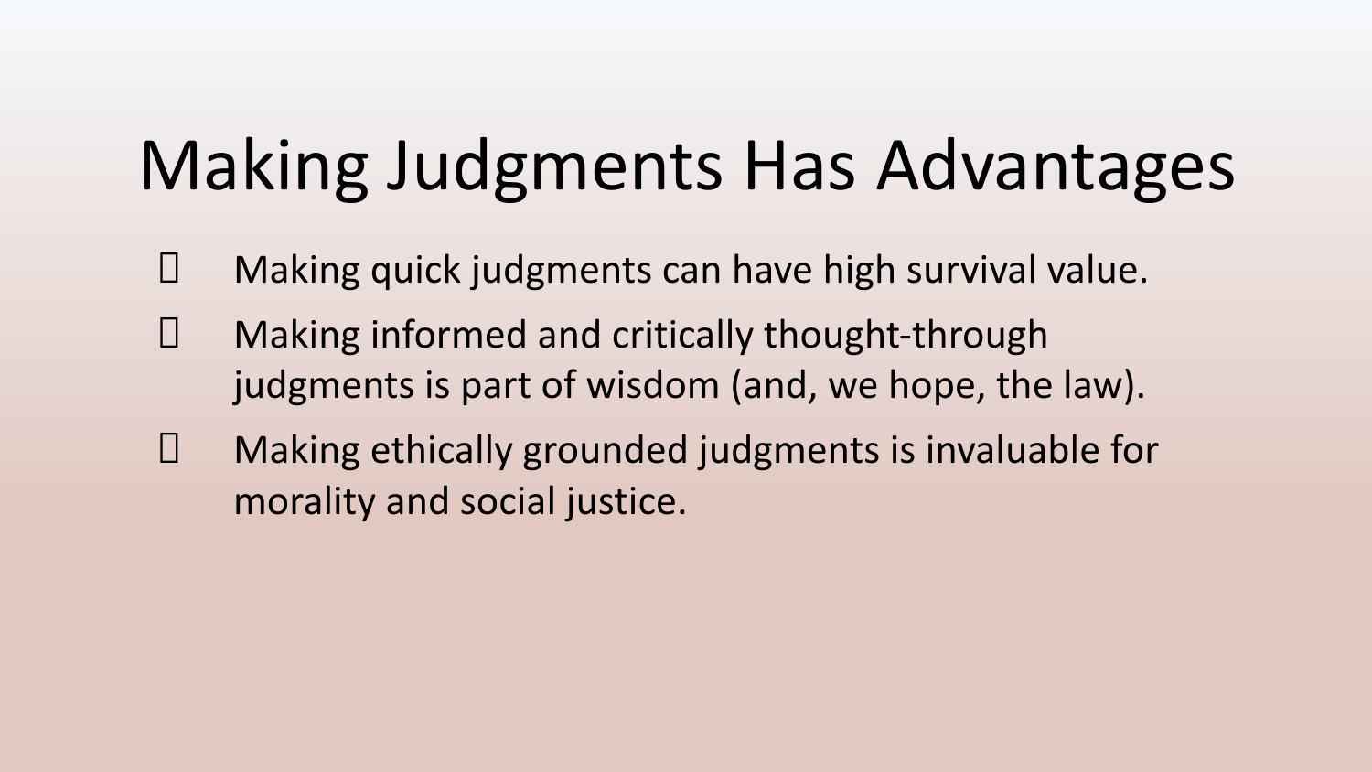# Making Judgments Has Advantages

- Making quick judgments can have high survival value.
- Making informed and critically thought-through judgments is part of wisdom (and, we hope, the law).
- Making ethically grounded judgments is invaluable for morality and social justice.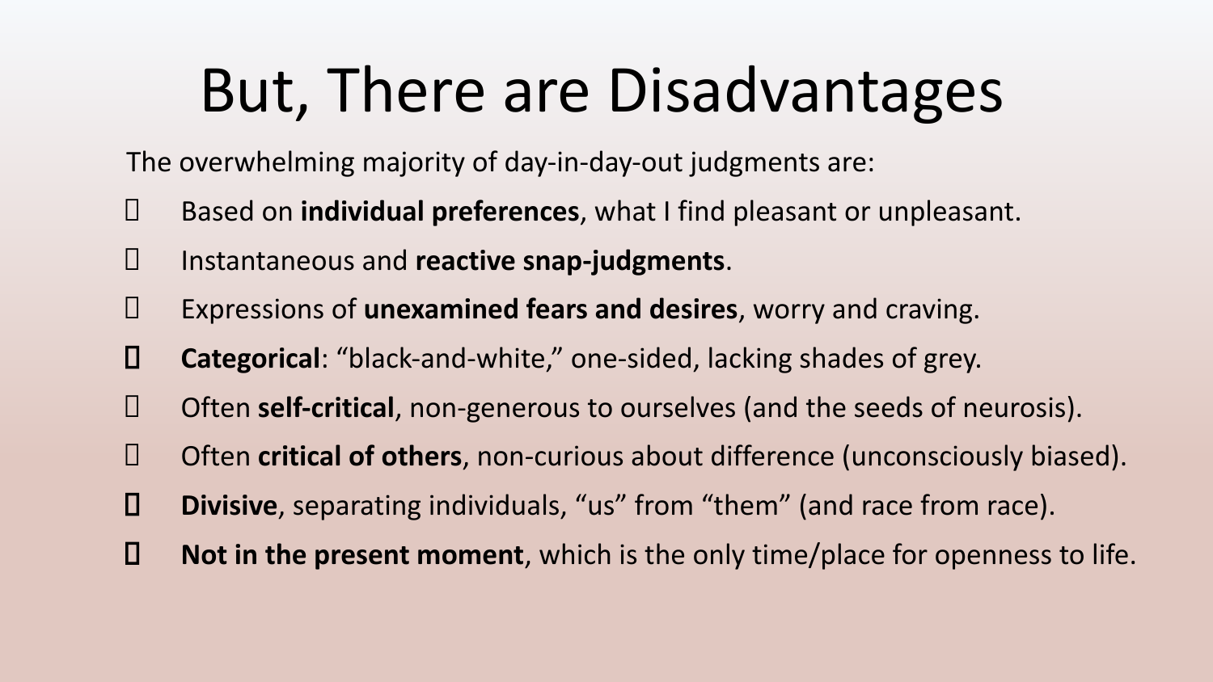# But, There are Disadvantages

The overwhelming majority of day-in-day-out judgments are:

- Based on **individual preferences**, what I find pleasant or unpleasant.
- Instantaneous and **reactive snap-judgments**.
- Expressions of **unexamined fears and desires**, worry and craving.
- **Categorical**: "black-and-white," one-sided, lacking shades of grey.
- Often **self-critical**, non-generous to ourselves (and the seeds of neurosis).
- Often **critical of others**, non-curious about difference (unconsciously biased).
- **Divisive**, separating individuals, "us" from "them" (and race from race).
- **Not in the present moment**, which is the only time/place for openness to life.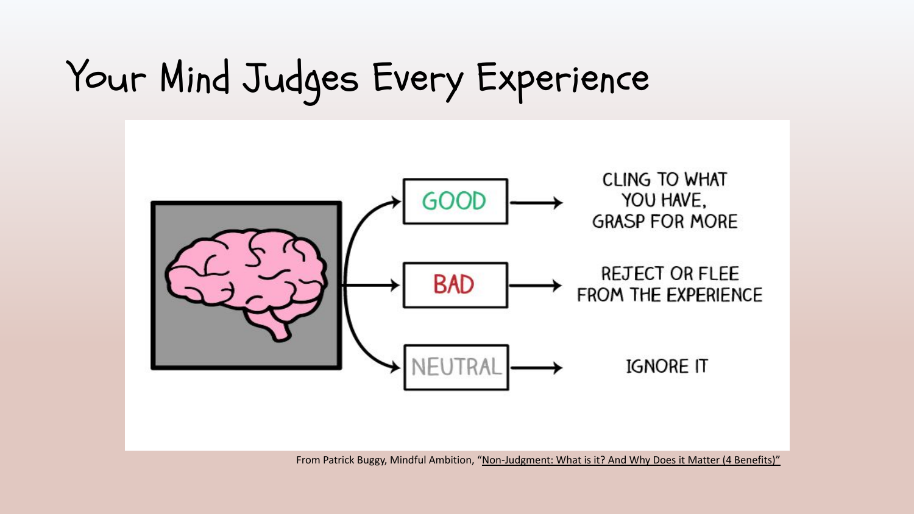# Your Mind Judges Every Experience

- **GOOD** → CLING TO WHAT YOU HAVE, GRASP FOR MORE
- **BAD** → REJECT OR FLEE FROM THE EXPERIENCE
- **NEUTRAL** → IGNORE IT

From Patrick Buggy, Mindful Ambition, "Non-Judgment: What is it? And Why Does it Matter (4 Benefits)"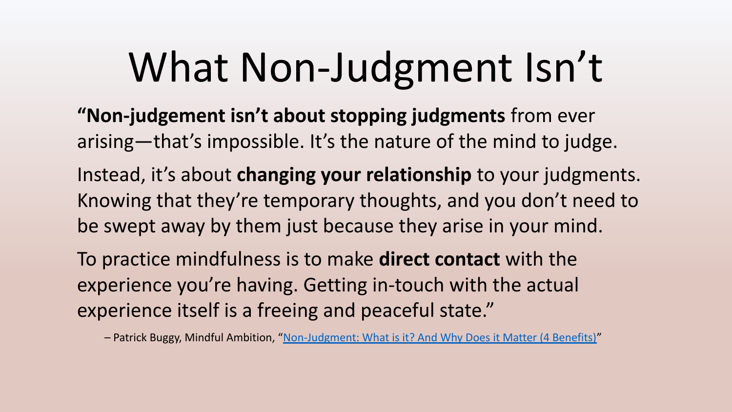# What Non-Judgment Isn't

"**Non-judgement isn't about stopping judgments** from ever arising—that's impossible. It's the nature of the mind to judge.

Instead, it's about **changing your relationship** to your judgments. Knowing that they're temporary thoughts, and you don't need to be swept away by them just because they arise in your mind.

To practice mindfulness is to make **direct contact** with the experience you're having. Getting in-touch with the actual experience itself is a freeing and peaceful state."

– Patrick Buggy, Mindful Ambition, "Non-Judgment: What is it? And Why Does it Matter (4 Benefits)"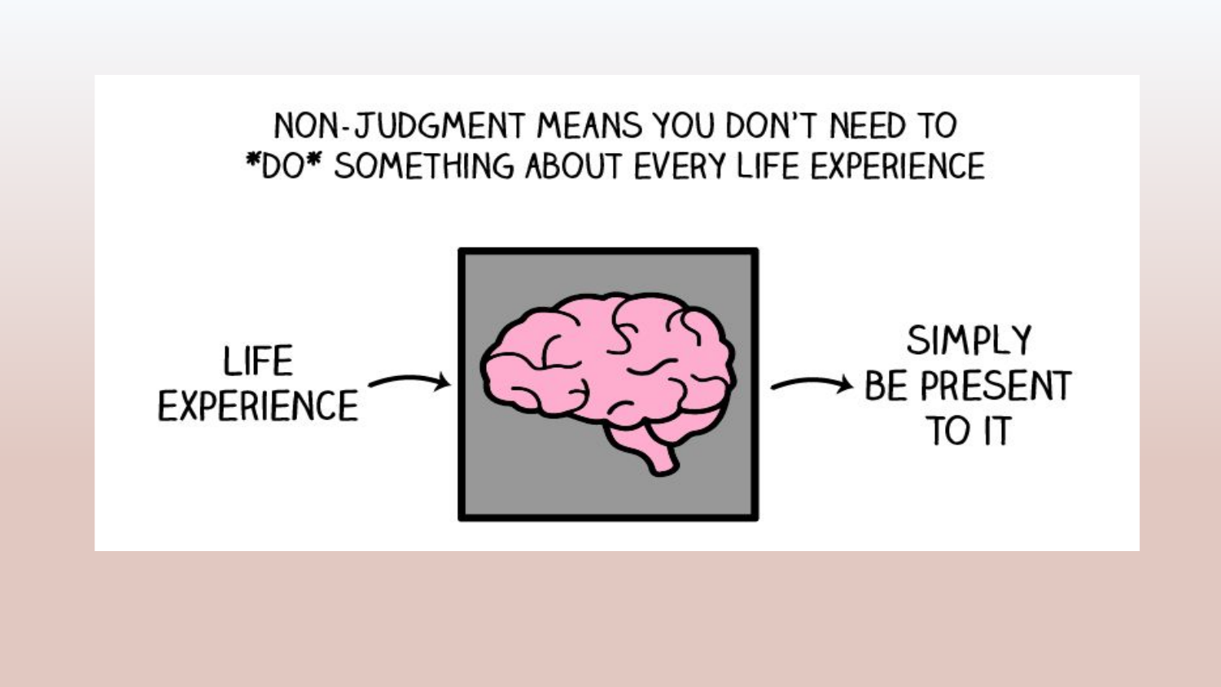NON-JUDGMENT MEANS YOU DON'T NEED TO *DO* SOMETHING ABOUT EVERY LIFE EXPERIENCE

LIFE EXPERIENCE → SIMPLY BE PRESENT TO IT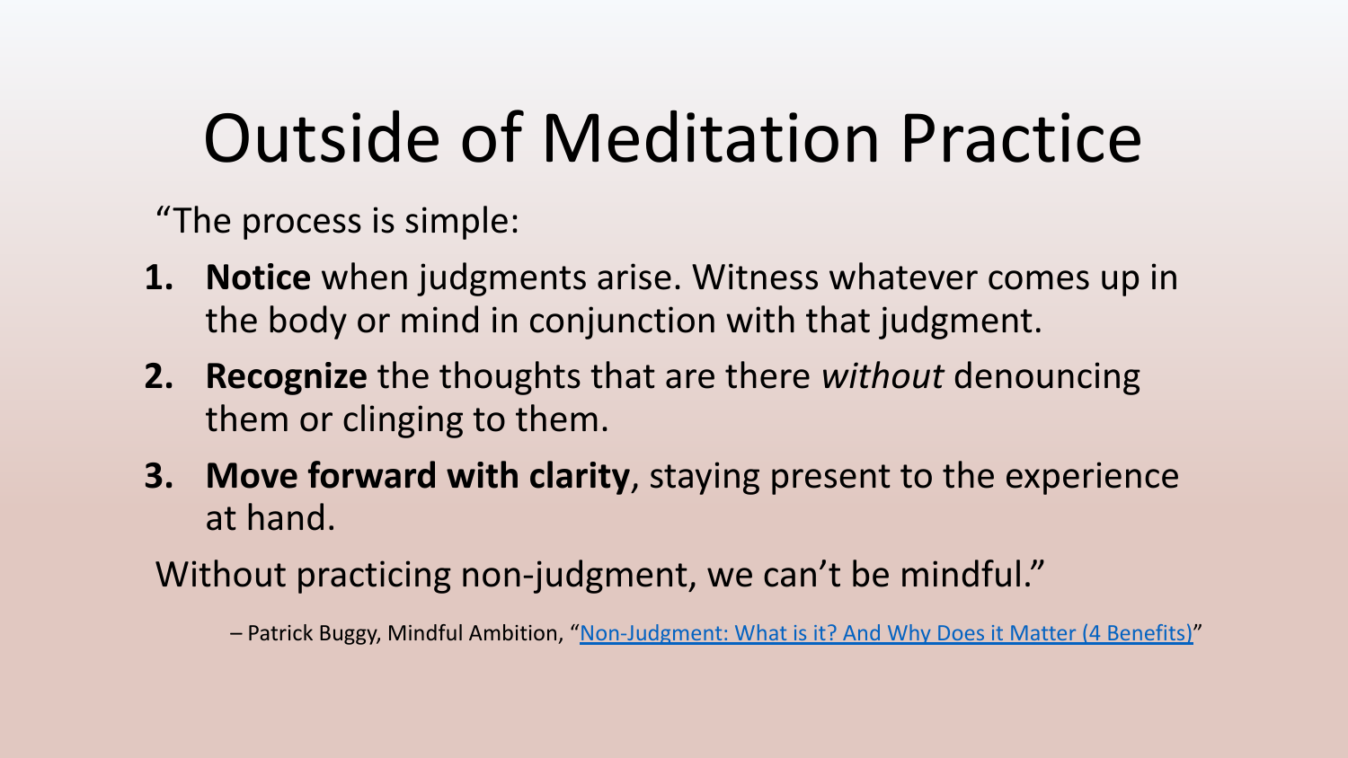# Outside of Meditation Practice

"The process is simple:

1. **Notice** when judgments arise. Witness whatever comes up in the body or mind in conjunction with that judgment.
2. **Recognize** the thoughts that are there *without* denouncing them or clinging to them.
3. **Move forward with clarity**, staying present to the experience at hand.

Without practicing non-judgment, we can't be mindful."

– Patrick Buggy, Mindful Ambition, "Non-Judgment: What is it? And Why Does it Matter (4 Benefits)"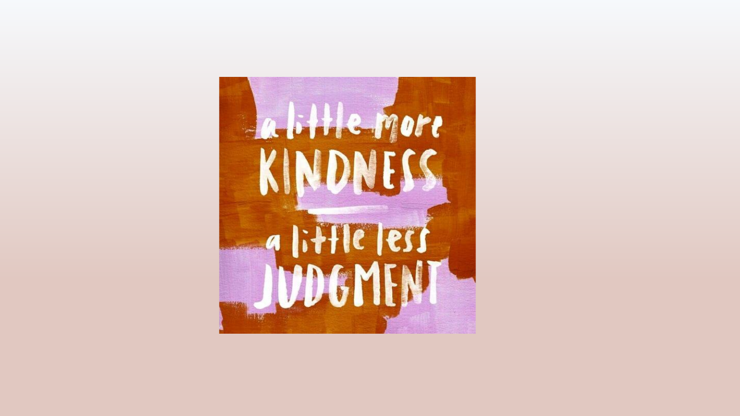a little more

KINDNESS

a little less

JUDGMENT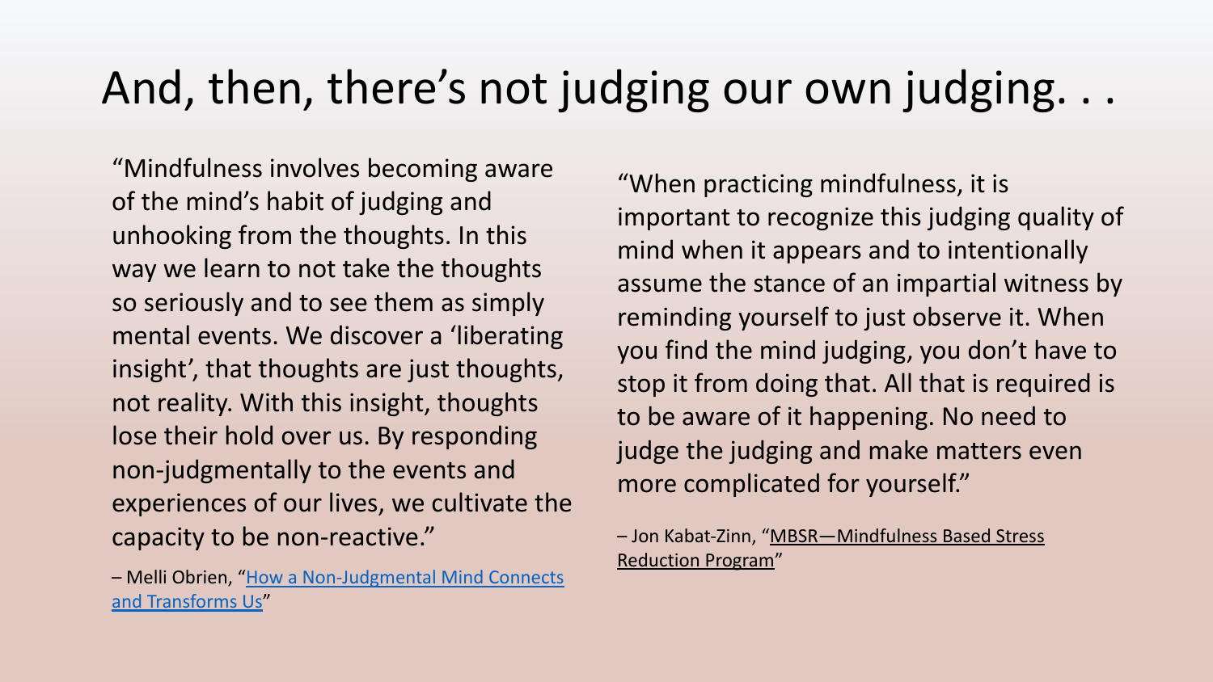# And, then, there's not judging our own judging. . .

"Mindfulness involves becoming aware of the mind's habit of judging and unhooking from the thoughts. In this way we learn to not take the thoughts so seriously and to see them as simply mental events. We discover a 'liberating insight', that thoughts are just thoughts, not reality. With this insight, thoughts lose their hold over us. By responding non-judgmentally to the events and experiences of our lives, we cultivate the capacity to be non-reactive."

– Melli Obrien, "How a Non-Judgmental Mind Connects and Transforms Us"

"When practicing mindfulness, it is important to recognize this judging quality of mind when it appears and to intentionally assume the stance of an impartial witness by reminding yourself to just observe it. When you find the mind judging, you don't have to stop it from doing that. All that is required is to be aware of it happening. No need to judge the judging and make matters even more complicated for yourself."

– Jon Kabat-Zinn, "MBSR—Mindfulness Based Stress Reduction Program"